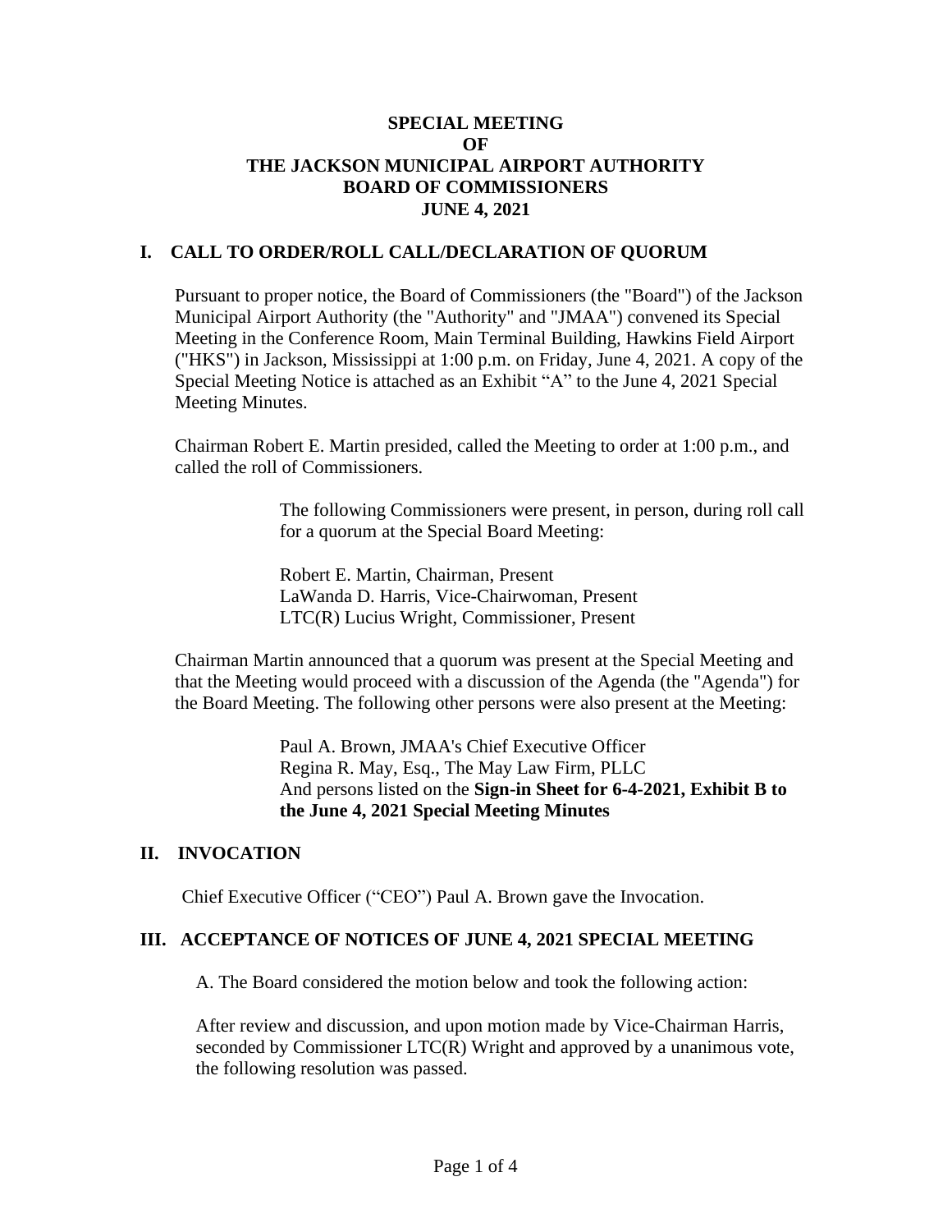# SPECIAL MEETING OF THE JACKSON MUNICIPAL AIRPORT AUTHORITY BOARD OF COMMISSIONERS JUNE 4, 2021

## I. CALL TO ORDER/ROLL CALL/DECLARATION OF QUORUM

Pursuant to proper notice, the Board of Commissioners (the "Board") of the Jackson Municipal Airport Authority (the "Authority" and "JMAA") convened its Special Meeting in the Conference Room, Main Terminal Building, Hawkins Field Airport ("HKS") in Jackson, Mississippi at 1:00 p.m. on Friday, June 4, 2021. A copy of the Special Meeting Notice is attached as an Exhibit "A" to the June 4, 2021 Special Meeting Minutes.

Chairman Robert E. Martin presided, called the Meeting to order at 1:00 p.m., and called the roll of Commissioners.

> The following Commissioners were present, in person, during roll call for a quorum at the Special Board Meeting:
>
> Robert E. Martin, Chairman, Present
> LaWanda D. Harris, Vice-Chairwoman, Present
> LTC(R) Lucius Wright, Commissioner, Present

Chairman Martin announced that a quorum was present at the Special Meeting and that the Meeting would proceed with a discussion of the Agenda (the "Agenda") for the Board Meeting. The following other persons were also present at the Meeting:

> Paul A. Brown, JMAA's Chief Executive Officer
> Regina R. May, Esq., The May Law Firm, PLLC
> And persons listed on the **Sign-in Sheet for 6-4-2021, Exhibit B to the June 4, 2021 Special Meeting Minutes**

## II. INVOCATION

Chief Executive Officer ("CEO") Paul A. Brown gave the Invocation.

## III. ACCEPTANCE OF NOTICES OF JUNE 4, 2021 SPECIAL MEETING

A. The Board considered the motion below and took the following action:

After review and discussion, and upon motion made by Vice-Chairman Harris, seconded by Commissioner LTC(R) Wright and approved by a unanimous vote, the following resolution was passed.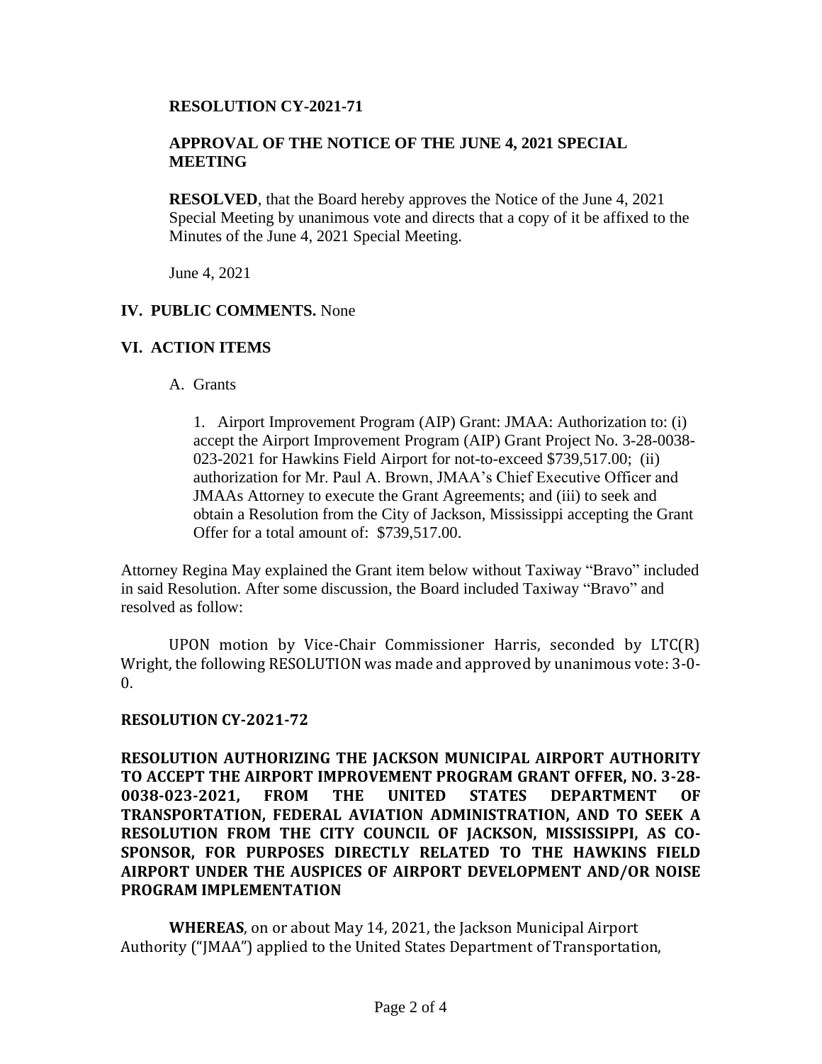**RESOLUTION CY-2021-71**

**APPROVAL OF THE NOTICE OF THE JUNE 4, 2021 SPECIAL MEETING**

**RESOLVED**, that the Board hereby approves the Notice of the June 4, 2021 Special Meeting by unanimous vote and directs that a copy of it be affixed to the Minutes of the June 4, 2021 Special Meeting.

June 4, 2021

**IV. PUBLIC COMMENTS.** None

**VI. ACTION ITEMS**

A. Grants

1. Airport Improvement Program (AIP) Grant: JMAA: Authorization to: (i) accept the Airport Improvement Program (AIP) Grant Project No. 3-28-0038-023-2021 for Hawkins Field Airport for not-to-exceed $739,517.00; (ii) authorization for Mr. Paul A. Brown, JMAA's Chief Executive Officer and JMAAs Attorney to execute the Grant Agreements; and (iii) to seek and obtain a Resolution from the City of Jackson, Mississippi accepting the Grant Offer for a total amount of: $739,517.00.

Attorney Regina May explained the Grant item below without Taxiway "Bravo" included in said Resolution. After some discussion, the Board included Taxiway "Bravo" and resolved as follow:

UPON motion by Vice-Chair Commissioner Harris, seconded by LTC(R) Wright, the following RESOLUTION was made and approved by unanimous vote: 3-0-0.

**RESOLUTION CY-2021-72**

**RESOLUTION AUTHORIZING THE JACKSON MUNICIPAL AIRPORT AUTHORITY TO ACCEPT THE AIRPORT IMPROVEMENT PROGRAM GRANT OFFER, NO. 3-28-0038-023-2021, FROM THE UNITED STATES DEPARTMENT OF TRANSPORTATION, FEDERAL AVIATION ADMINISTRATION, AND TO SEEK A RESOLUTION FROM THE CITY COUNCIL OF JACKSON, MISSISSIPPI, AS CO-SPONSOR, FOR PURPOSES DIRECTLY RELATED TO THE HAWKINS FIELD AIRPORT UNDER THE AUSPICES OF AIRPORT DEVELOPMENT AND/OR NOISE PROGRAM IMPLEMENTATION**

**WHEREAS**, on or about May 14, 2021, the Jackson Municipal Airport Authority ("JMAA") applied to the United States Department of Transportation,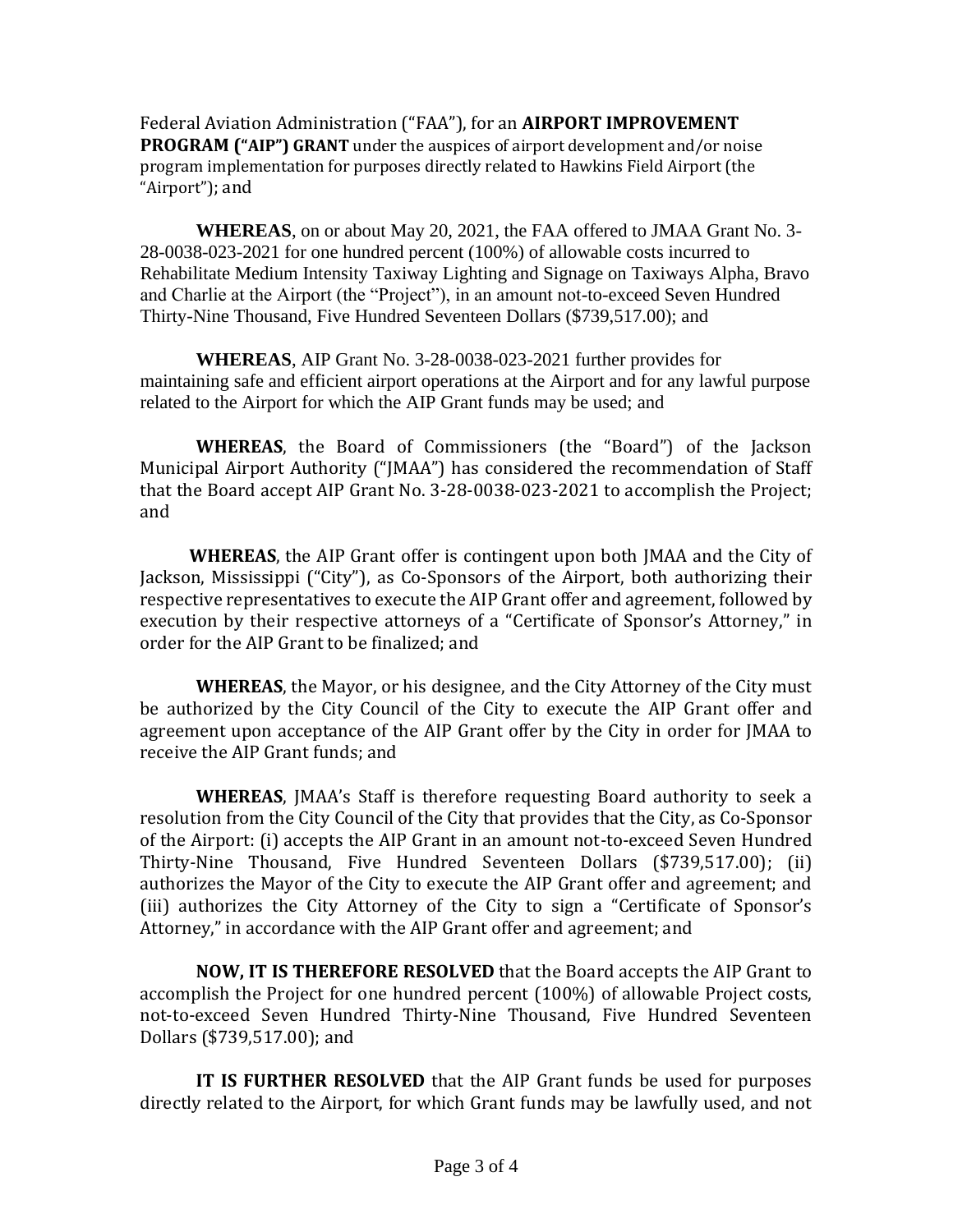Federal Aviation Administration ("FAA"), for an **AIRPORT IMPROVEMENT PROGRAM ("AIP") GRANT** under the auspices of airport development and/or noise program implementation for purposes directly related to Hawkins Field Airport (the "Airport"); and

**WHEREAS**, on or about May 20, 2021, the FAA offered to JMAA Grant No. 3-28-0038-023-2021 for one hundred percent (100%) of allowable costs incurred to Rehabilitate Medium Intensity Taxiway Lighting and Signage on Taxiways Alpha, Bravo and Charlie at the Airport (the "Project"), in an amount not-to-exceed Seven Hundred Thirty-Nine Thousand, Five Hundred Seventeen Dollars ($739,517.00); and

**WHEREAS**, AIP Grant No. 3-28-0038-023-2021 further provides for maintaining safe and efficient airport operations at the Airport and for any lawful purpose related to the Airport for which the AIP Grant funds may be used; and

**WHEREAS**, the Board of Commissioners (the "Board") of the Jackson Municipal Airport Authority ("JMAA") has considered the recommendation of Staff that the Board accept AIP Grant No. 3-28-0038-023-2021 to accomplish the Project; and

**WHEREAS**, the AIP Grant offer is contingent upon both JMAA and the City of Jackson, Mississippi ("City"), as Co-Sponsors of the Airport, both authorizing their respective representatives to execute the AIP Grant offer and agreement, followed by execution by their respective attorneys of a "Certificate of Sponsor's Attorney," in order for the AIP Grant to be finalized; and

**WHEREAS**, the Mayor, or his designee, and the City Attorney of the City must be authorized by the City Council of the City to execute the AIP Grant offer and agreement upon acceptance of the AIP Grant offer by the City in order for JMAA to receive the AIP Grant funds; and

**WHEREAS**, JMAA's Staff is therefore requesting Board authority to seek a resolution from the City Council of the City that provides that the City, as Co-Sponsor of the Airport: (i) accepts the AIP Grant in an amount not-to-exceed Seven Hundred Thirty-Nine Thousand, Five Hundred Seventeen Dollars ($739,517.00); (ii) authorizes the Mayor of the City to execute the AIP Grant offer and agreement; and (iii) authorizes the City Attorney of the City to sign a "Certificate of Sponsor's Attorney," in accordance with the AIP Grant offer and agreement; and

**NOW, IT IS THEREFORE RESOLVED** that the Board accepts the AIP Grant to accomplish the Project for one hundred percent (100%) of allowable Project costs, not-to-exceed Seven Hundred Thirty-Nine Thousand, Five Hundred Seventeen Dollars ($739,517.00); and

**IT IS FURTHER RESOLVED** that the AIP Grant funds be used for purposes directly related to the Airport, for which Grant funds may be lawfully used, and not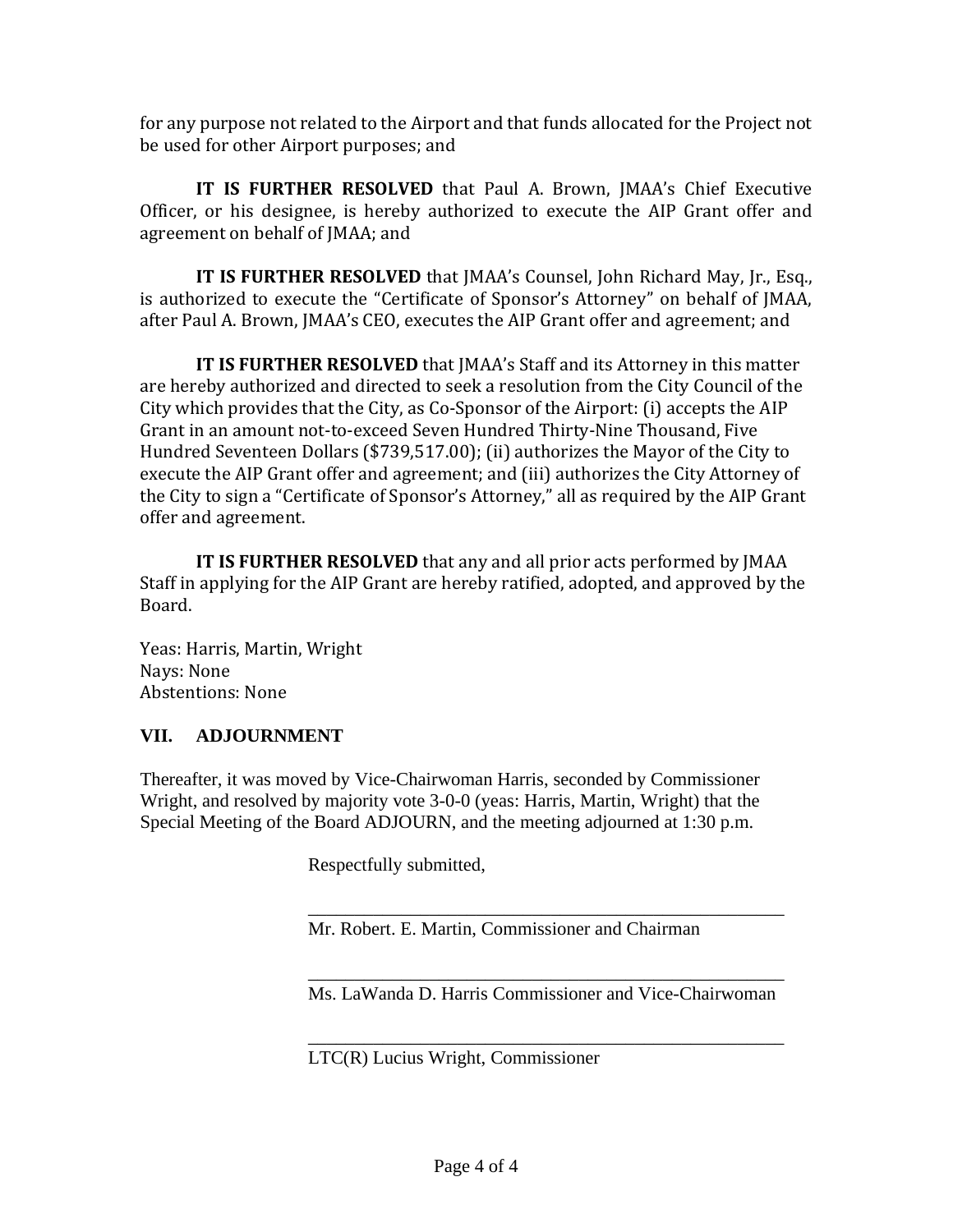for any purpose not related to the Airport and that funds allocated for the Project not be used for other Airport purposes; and

**IT IS FURTHER RESOLVED** that Paul A. Brown, JMAA's Chief Executive Officer, or his designee, is hereby authorized to execute the AIP Grant offer and agreement on behalf of JMAA; and

**IT IS FURTHER RESOLVED** that JMAA's Counsel, John Richard May, Jr., Esq., is authorized to execute the "Certificate of Sponsor's Attorney" on behalf of JMAA, after Paul A. Brown, JMAA's CEO, executes the AIP Grant offer and agreement; and

**IT IS FURTHER RESOLVED** that JMAA's Staff and its Attorney in this matter are hereby authorized and directed to seek a resolution from the City Council of the City which provides that the City, as Co-Sponsor of the Airport: (i) accepts the AIP Grant in an amount not-to-exceed Seven Hundred Thirty-Nine Thousand, Five Hundred Seventeen Dollars ($739,517.00); (ii) authorizes the Mayor of the City to execute the AIP Grant offer and agreement; and (iii) authorizes the City Attorney of the City to sign a "Certificate of Sponsor's Attorney," all as required by the AIP Grant offer and agreement.

**IT IS FURTHER RESOLVED** that any and all prior acts performed by JMAA Staff in applying for the AIP Grant are hereby ratified, adopted, and approved by the Board.

Yeas: Harris, Martin, Wright
Nays: None
Abstentions: None

## VII. ADJOURNMENT

Thereafter, it was moved by Vice-Chairwoman Harris, seconded by Commissioner Wright, and resolved by majority vote 3-0-0 (yeas: Harris, Martin, Wright) that the Special Meeting of the Board ADJOURN, and the meeting adjourned at 1:30 p.m.

Respectfully submitted,

\_\_\_\_\_\_\_\_\_\_\_\_\_\_\_\_\_\_\_\_\_\_\_\_\_\_\_\_\_\_\_\_\_\_\_\_\_\_\_\_\_\_\_\_
Mr. Robert. E. Martin, Commissioner and Chairman

\_\_\_\_\_\_\_\_\_\_\_\_\_\_\_\_\_\_\_\_\_\_\_\_\_\_\_\_\_\_\_\_\_\_\_\_\_\_\_\_\_\_\_\_
Ms. LaWanda D. Harris Commissioner and Vice-Chairwoman

\_\_\_\_\_\_\_\_\_\_\_\_\_\_\_\_\_\_\_\_\_\_\_\_\_\_\_\_\_\_\_\_\_\_\_\_\_\_\_\_\_\_\_\_
LTC(R) Lucius Wright, Commissioner